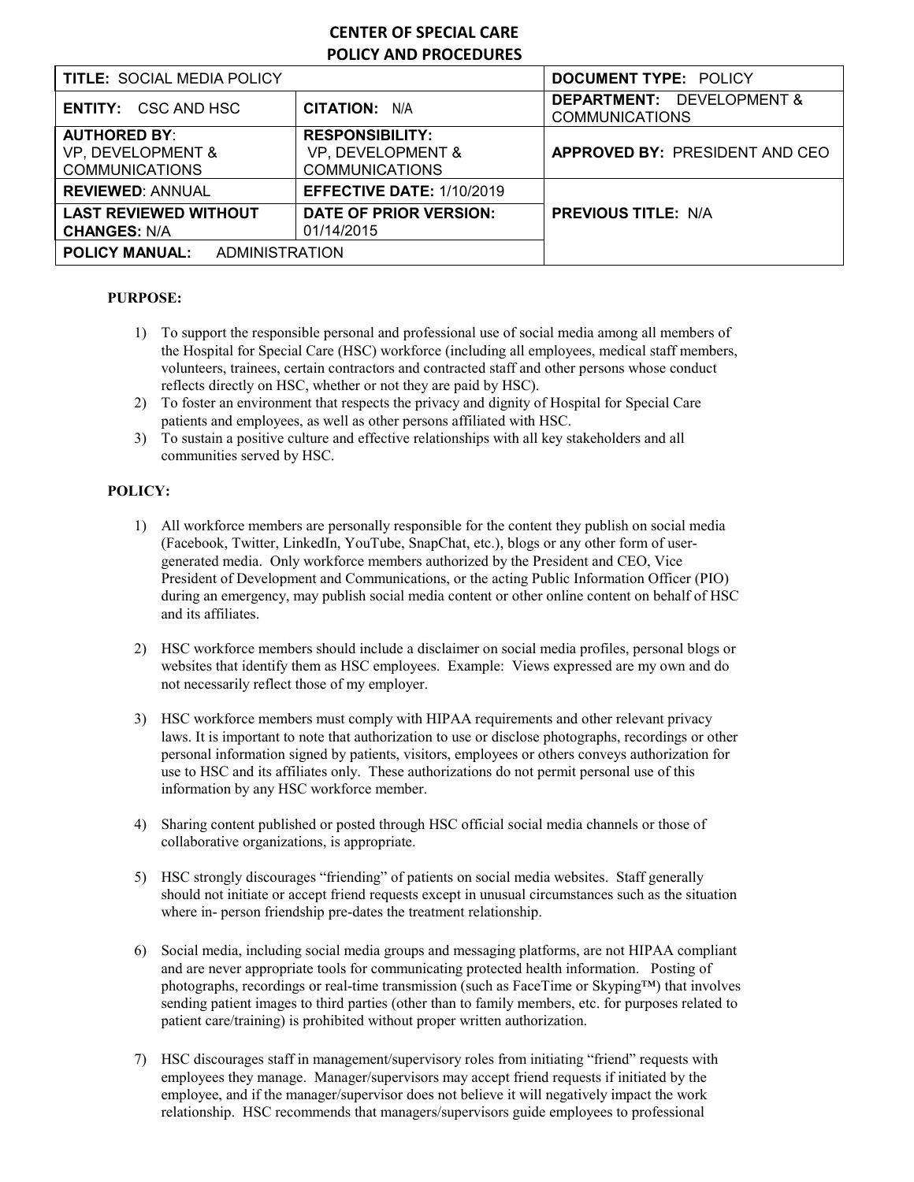# CENTER OF SPECIAL CARE
## POLICY AND PROCEDURES

| **TITLE:** SOCIAL MEDIA POLICY | | **DOCUMENT TYPE:** POLICY |
|---|---|---|
| **ENTITY:** CSC AND HSC | **CITATION:** N/A | **DEPARTMENT:** DEVELOPMENT & COMMUNICATIONS |
| **AUTHORED BY**: VP, DEVELOPMENT & COMMUNICATIONS | **RESPONSIBILITY:** VP, DEVELOPMENT & COMMUNICATIONS | **APPROVED BY:** PRESIDENT AND CEO |
| **REVIEWED**: ANNUAL | **EFFECTIVE DATE:** 1/10/2019 | **PREVIOUS TITLE:** N/A |
| **LAST REVIEWED WITHOUT CHANGES:** N/A | **DATE OF PRIOR VERSION:** 01/14/2015 | |
| **POLICY MANUAL:** ADMINISTRATION | | |

**PURPOSE:**

1) To support the responsible personal and professional use of social media among all members of the Hospital for Special Care (HSC) workforce (including all employees, medical staff members, volunteers, trainees, certain contractors and contracted staff and other persons whose conduct reflects directly on HSC, whether or not they are paid by HSC).
2) To foster an environment that respects the privacy and dignity of Hospital for Special Care patients and employees, as well as other persons affiliated with HSC.
3) To sustain a positive culture and effective relationships with all key stakeholders and all communities served by HSC.

**POLICY:**

1) All workforce members are personally responsible for the content they publish on social media (Facebook, Twitter, LinkedIn, YouTube, SnapChat, etc.), blogs or any other form of user-generated media. Only workforce members authorized by the President and CEO, Vice President of Development and Communications, or the acting Public Information Officer (PIO) during an emergency, may publish social media content or other online content on behalf of HSC and its affiliates.

2) HSC workforce members should include a disclaimer on social media profiles, personal blogs or websites that identify them as HSC employees. Example: Views expressed are my own and do not necessarily reflect those of my employer.

3) HSC workforce members must comply with HIPAA requirements and other relevant privacy laws. It is important to note that authorization to use or disclose photographs, recordings or other personal information signed by patients, visitors, employees or others conveys authorization for use to HSC and its affiliates only. These authorizations do not permit personal use of this information by any HSC workforce member.

4) Sharing content published or posted through HSC official social media channels or those of collaborative organizations, is appropriate.

5) HSC strongly discourages "friending" of patients on social media websites. Staff generally should not initiate or accept friend requests except in unusual circumstances such as the situation where in- person friendship pre-dates the treatment relationship.

6) Social media, including social media groups and messaging platforms, are not HIPAA compliant and are never appropriate tools for communicating protected health information. Posting of photographs, recordings or real-time transmission (such as FaceTime or Skyping™) that involves sending patient images to third parties (other than to family members, etc. for purposes related to patient care/training) is prohibited without proper written authorization.

7) HSC discourages staff in management/supervisory roles from initiating "friend" requests with employees they manage. Manager/supervisors may accept friend requests if initiated by the employee, and if the manager/supervisor does not believe it will negatively impact the work relationship. HSC recommends that managers/supervisors guide employees to professional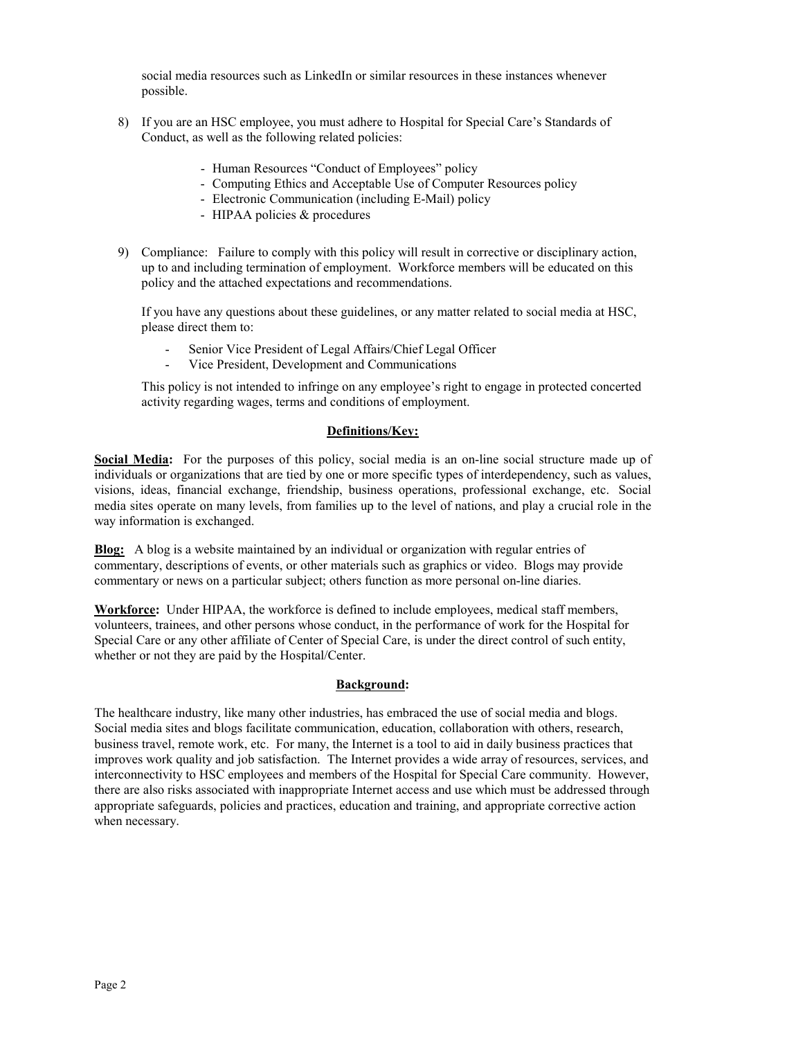social media resources such as LinkedIn or similar resources in these instances whenever possible.

8) If you are an HSC employee, you must adhere to Hospital for Special Care's Standards of Conduct, as well as the following related policies:

   - Human Resources "Conduct of Employees" policy
   - Computing Ethics and Acceptable Use of Computer Resources policy
   - Electronic Communication (including E-Mail) policy
   - HIPAA policies & procedures

9) Compliance: Failure to comply with this policy will result in corrective or disciplinary action, up to and including termination of employment. Workforce members will be educated on this policy and the attached expectations and recommendations.

   If you have any questions about these guidelines, or any matter related to social media at HSC, please direct them to:

   - Senior Vice President of Legal Affairs/Chief Legal Officer
   - Vice President, Development and Communications

   This policy is not intended to infringe on any employee's right to engage in protected concerted activity regarding wages, terms and conditions of employment.

## Definitions/Key:

**Social Media:** For the purposes of this policy, social media is an on-line social structure made up of individuals or organizations that are tied by one or more specific types of interdependency, such as values, visions, ideas, financial exchange, friendship, business operations, professional exchange, etc. Social media sites operate on many levels, from families up to the level of nations, and play a crucial role in the way information is exchanged.

**Blog:** A blog is a website maintained by an individual or organization with regular entries of commentary, descriptions of events, or other materials such as graphics or video. Blogs may provide commentary or news on a particular subject; others function as more personal on-line diaries.

**Workforce:** Under HIPAA, the workforce is defined to include employees, medical staff members, volunteers, trainees, and other persons whose conduct, in the performance of work for the Hospital for Special Care or any other affiliate of Center of Special Care, is under the direct control of such entity, whether or not they are paid by the Hospital/Center.

## Background:

The healthcare industry, like many other industries, has embraced the use of social media and blogs. Social media sites and blogs facilitate communication, education, collaboration with others, research, business travel, remote work, etc. For many, the Internet is a tool to aid in daily business practices that improves work quality and job satisfaction. The Internet provides a wide array of resources, services, and interconnectivity to HSC employees and members of the Hospital for Special Care community. However, there are also risks associated with inappropriate Internet access and use which must be addressed through appropriate safeguards, policies and practices, education and training, and appropriate corrective action when necessary.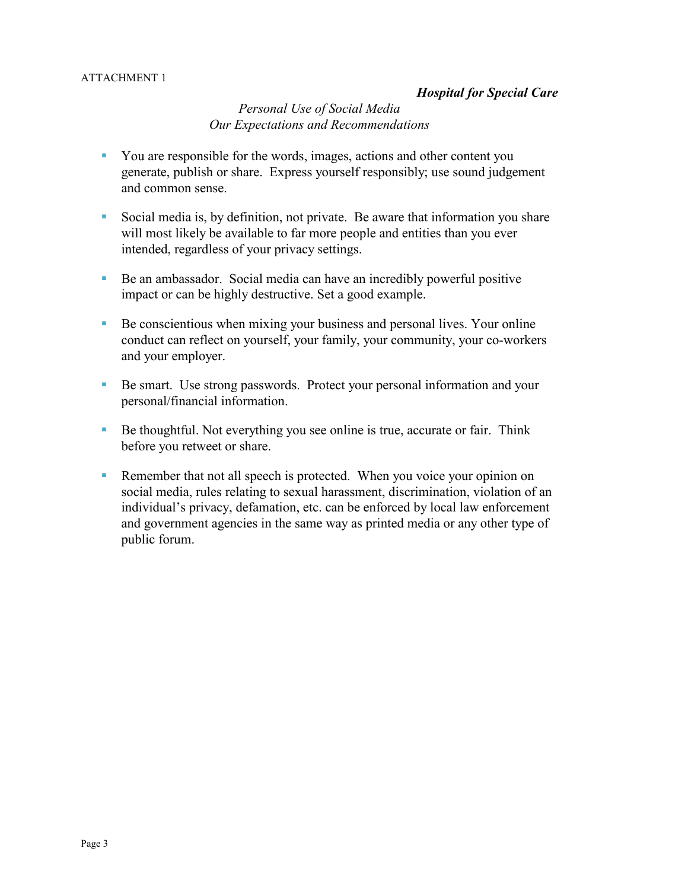ATTACHMENT 1

***Hospital for Special Care***

*Personal Use of Social Media*
*Our Expectations and Recommendations*

- You are responsible for the words, images, actions and other content you generate, publish or share. Express yourself responsibly; use sound judgement and common sense.

- Social media is, by definition, not private. Be aware that information you share will most likely be available to far more people and entities than you ever intended, regardless of your privacy settings.

- Be an ambassador. Social media can have an incredibly powerful positive impact or can be highly destructive. Set a good example.

- Be conscientious when mixing your business and personal lives. Your online conduct can reflect on yourself, your family, your community, your co-workers and your employer.

- Be smart. Use strong passwords. Protect your personal information and your personal/financial information.

- Be thoughtful. Not everything you see online is true, accurate or fair. Think before you retweet or share.

- Remember that not all speech is protected. When you voice your opinion on social media, rules relating to sexual harassment, discrimination, violation of an individual's privacy, defamation, etc. can be enforced by local law enforcement and government agencies in the same way as printed media or any other type of public forum.